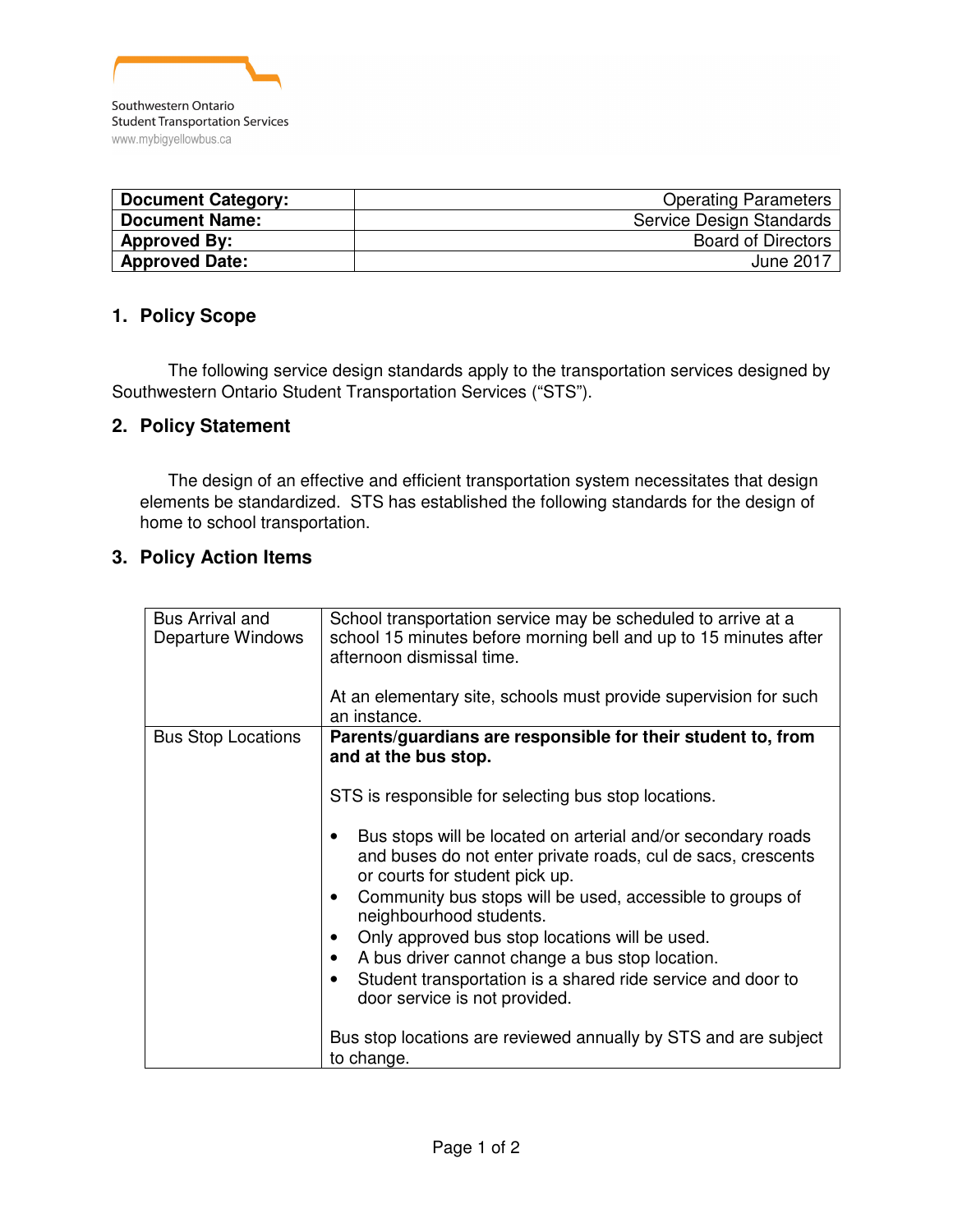Southwestern Ontario
Student Transportation Services
www.mybigyellowbus.ca

| **Document Category:** | Operating Parameters |
|---|---|
| **Document Name:** | Service Design Standards |
| **Approved By:** | Board of Directors |
| **Approved Date:** | June 2017 |

## 1. Policy Scope

The following service design standards apply to the transportation services designed by Southwestern Ontario Student Transportation Services ("STS").

## 2. Policy Statement

The design of an effective and efficient transportation system necessitates that design elements be standardized. STS has established the following standards for the design of home to school transportation.

## 3. Policy Action Items

| | |
|---|---|
| Bus Arrival and Departure Windows | School transportation service may be scheduled to arrive at a school 15 minutes before morning bell and up to 15 minutes after afternoon dismissal time.<br><br>At an elementary site, schools must provide supervision for such an instance. |
| Bus Stop Locations | **Parents/guardians are responsible for their student to, from and at the bus stop.**<br><br>STS is responsible for selecting bus stop locations.<br><br>• Bus stops will be located on arterial and/or secondary roads and buses do not enter private roads, cul de sacs, crescents or courts for student pick up.<br>• Community bus stops will be used, accessible to groups of neighbourhood students.<br>• Only approved bus stop locations will be used.<br>• A bus driver cannot change a bus stop location.<br>• Student transportation is a shared ride service and door to door service is not provided.<br><br>Bus stop locations are reviewed annually by STS and are subject to change. |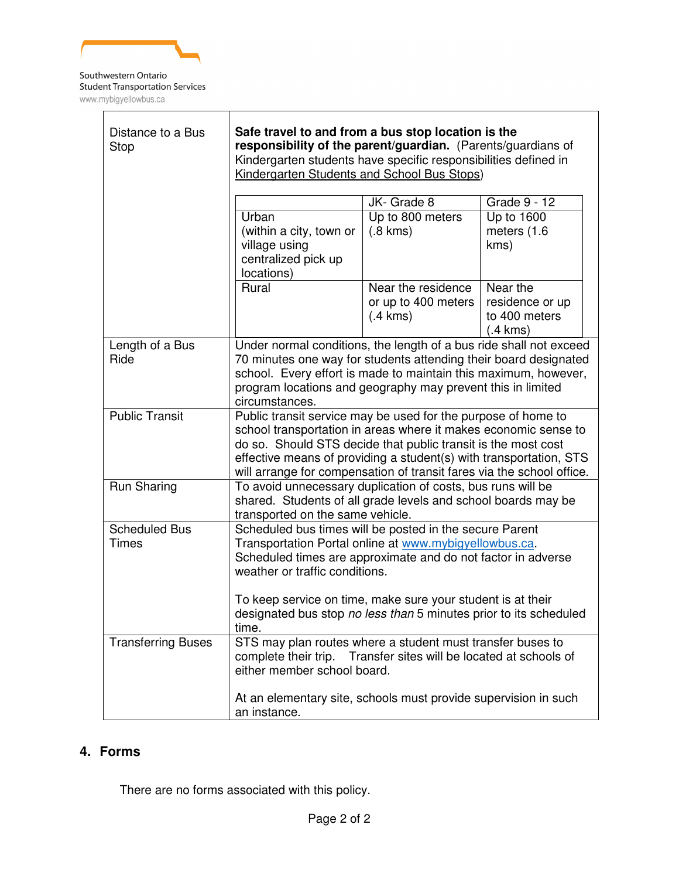| | |
|---|---|
| Distance to a Bus Stop | **Safe travel to and from a bus stop location is the responsibility of the parent/guardian.** (Parents/guardians of Kindergarten students have specific responsibilities defined in Kindergarten Students and School Bus Stops)<br><br>**Urban** (within a city, town or village using centralized pick up locations): JK- Grade 8 — Up to 800 meters (.8 kms); Grade 9 - 12 — Up to 1600 meters (1.6 kms)<br><br>**Rural**: JK- Grade 8 — Near the residence or up to 400 meters (.4 kms); Grade 9 - 12 — Near the residence or up to 400 meters (.4 kms) |
| Length of a Bus Ride | Under normal conditions, the length of a bus ride shall not exceed 70 minutes one way for students attending their board designated school. Every effort is made to maintain this maximum, however, program locations and geography may prevent this in limited circumstances. |
| Public Transit | Public transit service may be used for the purpose of home to school transportation in areas where it makes economic sense to do so. Should STS decide that public transit is the most cost effective means of providing a student(s) with transportation, STS will arrange for compensation of transit fares via the school office. |
| Run Sharing | To avoid unnecessary duplication of costs, bus runs will be shared. Students of all grade levels and school boards may be transported on the same vehicle. |
| Scheduled Bus Times | Scheduled bus times will be posted in the secure Parent Transportation Portal online at www.mybigyellowbus.ca. Scheduled times are approximate and do not factor in adverse weather or traffic conditions.<br><br>To keep service on time, make sure your student is at their designated bus stop *no less than* 5 minutes prior to its scheduled time. |
| Transferring Buses | STS may plan routes where a student must transfer buses to complete their trip. Transfer sites will be located at schools of either member school board.<br><br>At an elementary site, schools must provide supervision in such an instance. |

## 4. Forms

There are no forms associated with this policy.